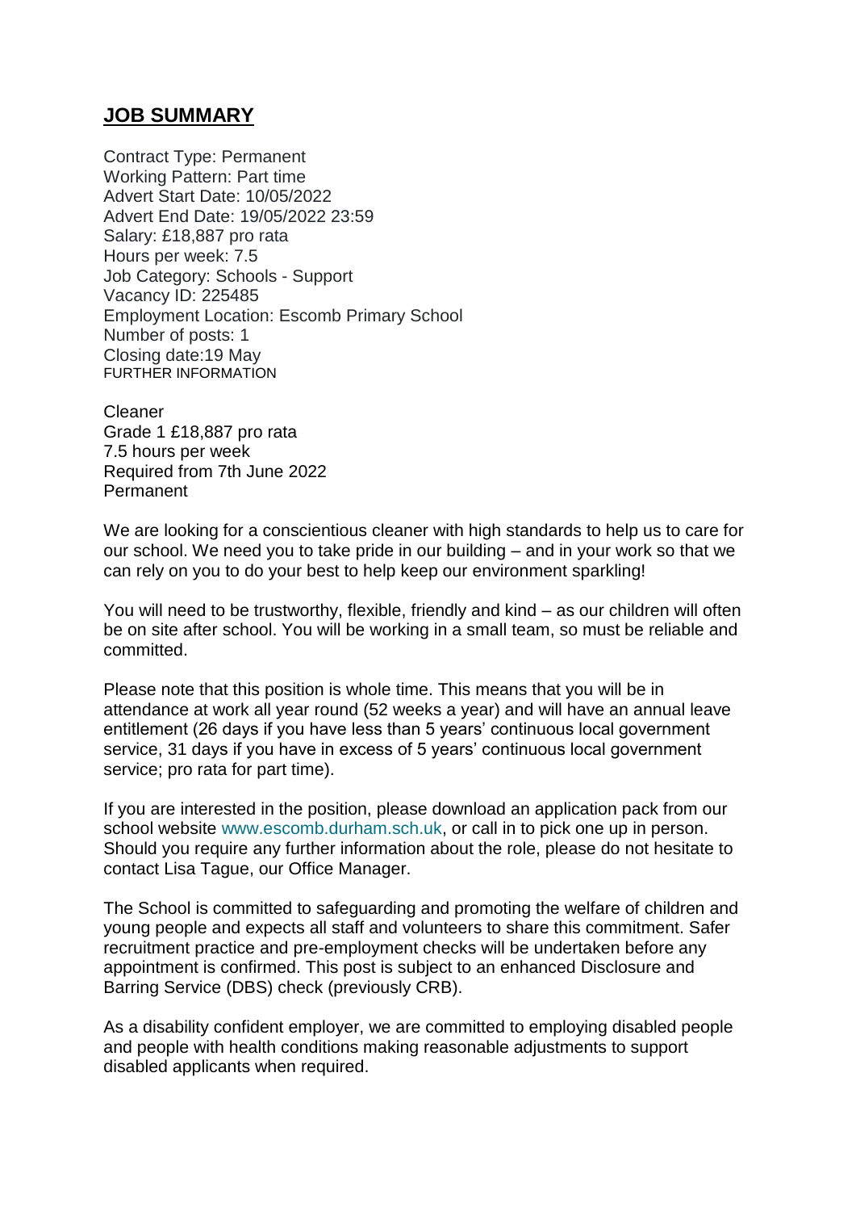## **JOB SUMMARY**

Contract Type: Permanent
Working Pattern: Part time
Advert Start Date: 10/05/2022
Advert End Date: 19/05/2022 23:59
Salary: £18,887 pro rata
Hours per week: 7.5
Job Category: Schools - Support
Vacancy ID: 225485
Employment Location: Escomb Primary School
Number of posts: 1
Closing date:19 May
FURTHER INFORMATION

Cleaner
Grade 1 £18,887 pro rata
7.5 hours per week
Required from 7th June 2022
Permanent

We are looking for a conscientious cleaner with high standards to help us to care for our school. We need you to take pride in our building – and in your work so that we can rely on you to do your best to help keep our environment sparkling!

You will need to be trustworthy, flexible, friendly and kind – as our children will often be on site after school. You will be working in a small team, so must be reliable and committed.

Please note that this position is whole time. This means that you will be in attendance at work all year round (52 weeks a year) and will have an annual leave entitlement (26 days if you have less than 5 years' continuous local government service, 31 days if you have in excess of 5 years' continuous local government service; pro rata for part time).

If you are interested in the position, please download an application pack from our school website www.escomb.durham.sch.uk, or call in to pick one up in person. Should you require any further information about the role, please do not hesitate to contact Lisa Tague, our Office Manager.

The School is committed to safeguarding and promoting the welfare of children and young people and expects all staff and volunteers to share this commitment. Safer recruitment practice and pre-employment checks will be undertaken before any appointment is confirmed. This post is subject to an enhanced Disclosure and Barring Service (DBS) check (previously CRB).

As a disability confident employer, we are committed to employing disabled people and people with health conditions making reasonable adjustments to support disabled applicants when required.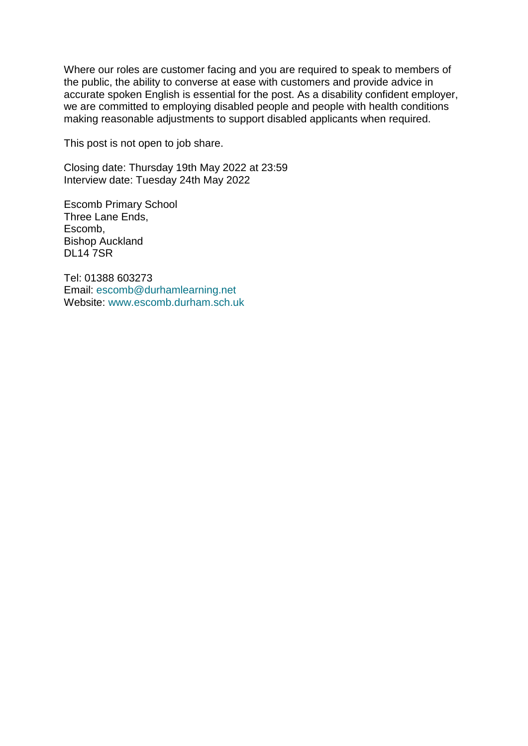Where our roles are customer facing and you are required to speak to members of the public, the ability to converse at ease with customers and provide advice in accurate spoken English is essential for the post. As a disability confident employer, we are committed to employing disabled people and people with health conditions making reasonable adjustments to support disabled applicants when required.

This post is not open to job share.

Closing date: Thursday 19th May 2022 at 23:59
Interview date: Tuesday 24th May 2022

Escomb Primary School
Three Lane Ends,
Escomb,
Bishop Auckland
DL14 7SR

Tel: 01388 603273
Email: escomb@durhamlearning.net
Website: www.escomb.durham.sch.uk